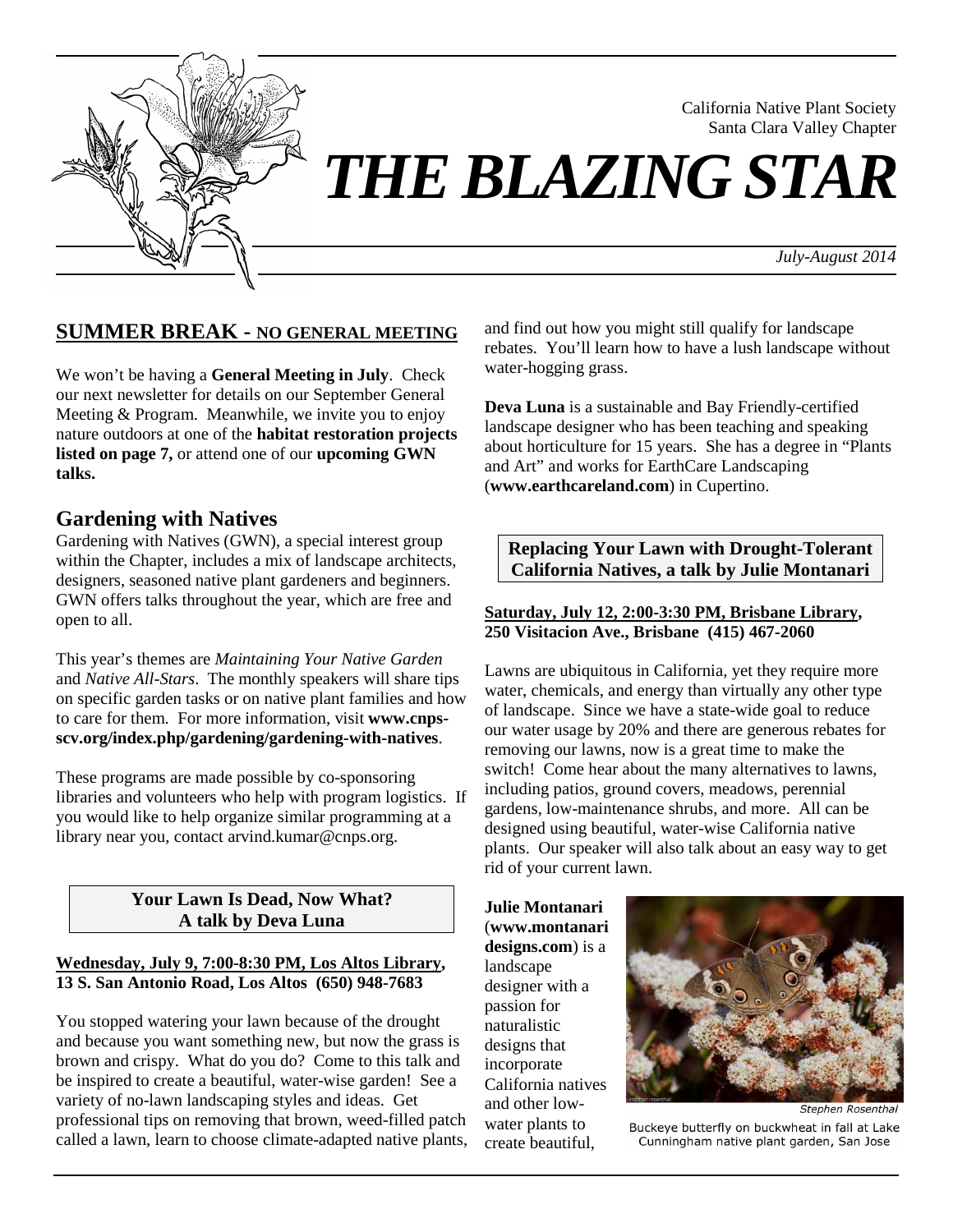California Native Plant Society
Santa Clara Valley Chapter

# *THE BLAZING STAR*

*July-August 2014*

## SUMMER BREAK - NO GENERAL MEETING

We won't be having a **General Meeting in July**. Check our next newsletter for details on our September General Meeting & Program. Meanwhile, we invite you to enjoy nature outdoors at one of the **habitat restoration projects listed on page 7,** or attend one of our **upcoming GWN talks.**

## Gardening with Natives

Gardening with Natives (GWN), a special interest group within the Chapter, includes a mix of landscape architects, designers, seasoned native plant gardeners and beginners. GWN offers talks throughout the year, which are free and open to all.

This year's themes are *Maintaining Your Native Garden* and *Native All-Stars*. The monthly speakers will share tips on specific garden tasks or on native plant families and how to care for them. For more information, visit **www.cnps-scv.org/index.php/gardening/gardening-with-natives**.

These programs are made possible by co-sponsoring libraries and volunteers who help with program logistics. If you would like to help organize similar programming at a library near you, contact arvind.kumar@cnps.org.

### Your Lawn Is Dead, Now What? A talk by Deva Luna

**Wednesday, July 9, 7:00-8:30 PM, Los Altos Library, 13 S. San Antonio Road, Los Altos (650) 948-7683**

You stopped watering your lawn because of the drought and because you want something new, but now the grass is brown and crispy. What do you do? Come to this talk and be inspired to create a beautiful, water-wise garden! See a variety of no-lawn landscaping styles and ideas. Get professional tips on removing that brown, weed-filled patch called a lawn, learn to choose climate-adapted native plants, and find out how you might still qualify for landscape rebates. You'll learn how to have a lush landscape without water-hogging grass.

**Deva Luna** is a sustainable and Bay Friendly-certified landscape designer who has been teaching and speaking about horticulture for 15 years. She has a degree in "Plants and Art" and works for EarthCare Landscaping (**www.earthcareland.com**) in Cupertino.

### Replacing Your Lawn with Drought-Tolerant California Natives, a talk by Julie Montanari

**Saturday, July 12, 2:00-3:30 PM, Brisbane Library, 250 Visitacion Ave., Brisbane (415) 467-2060**

Lawns are ubiquitous in California, yet they require more water, chemicals, and energy than virtually any other type of landscape. Since we have a state-wide goal to reduce our water usage by 20% and there are generous rebates for removing our lawns, now is a great time to make the switch! Come hear about the many alternatives to lawns, including patios, ground covers, meadows, perennial gardens, low-maintenance shrubs, and more. All can be designed using beautiful, water-wise California native plants. Our speaker will also talk about an easy way to get rid of your current lawn.

**Julie Montanari** (**www.montanaridesigns.com**) is a landscape designer with a passion for naturalistic designs that incorporate California natives and other low-water plants to create beautiful,

*Stephen Rosenthal*

Buckeye butterfly on buckwheat in fall at Lake Cunningham native plant garden, San Jose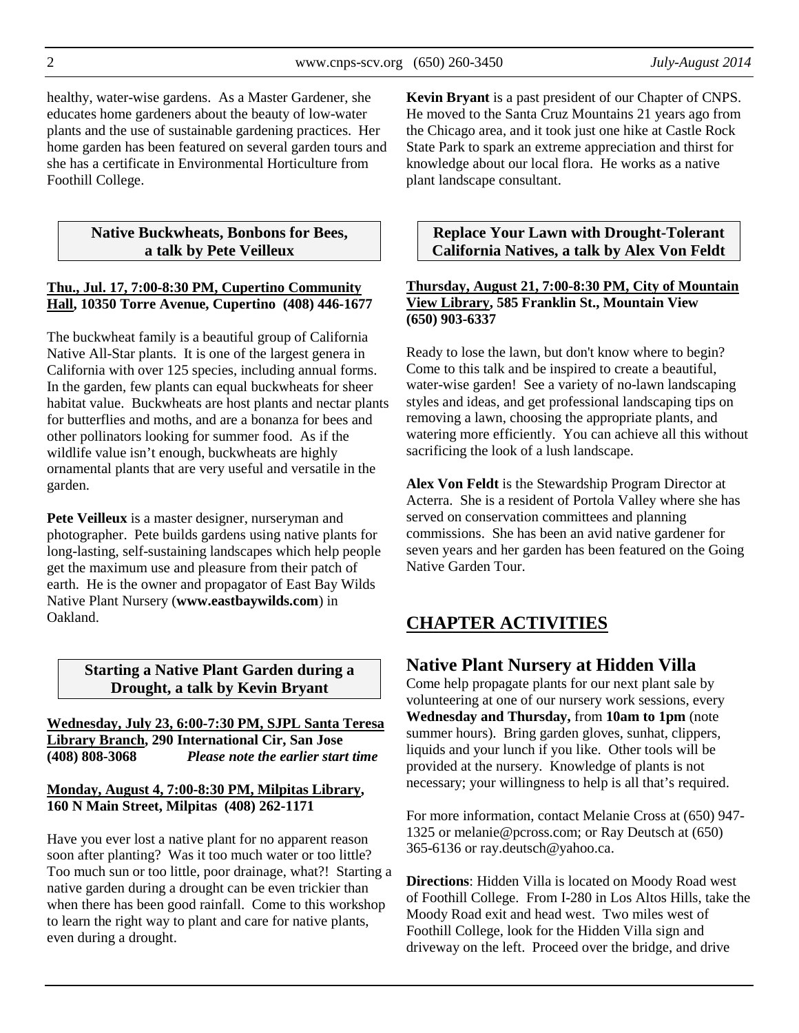healthy, water-wise gardens. As a Master Gardener, she educates home gardeners about the beauty of low-water plants and the use of sustainable gardening practices. Her home garden has been featured on several garden tours and she has a certificate in Environmental Horticulture from Foothill College.

### Native Buckwheats, Bonbons for Bees, a talk by Pete Veilleux

**Thu., Jul. 17, 7:00-8:30 PM, Cupertino Community Hall, 10350 Torre Avenue, Cupertino (408) 446-1677**

The buckwheat family is a beautiful group of California Native All-Star plants. It is one of the largest genera in California with over 125 species, including annual forms. In the garden, few plants can equal buckwheats for sheer habitat value. Buckwheats are host plants and nectar plants for butterflies and moths, and are a bonanza for bees and other pollinators looking for summer food. As if the wildlife value isn't enough, buckwheats are highly ornamental plants that are very useful and versatile in the garden.

**Pete Veilleux** is a master designer, nurseryman and photographer. Pete builds gardens using native plants for long-lasting, self-sustaining landscapes which help people get the maximum use and pleasure from their patch of earth. He is the owner and propagator of East Bay Wilds Native Plant Nursery (**www.eastbaywilds.com**) in Oakland.

### Starting a Native Plant Garden during a Drought, a talk by Kevin Bryant

**Wednesday, July 23, 6:00-7:30 PM, SJPL Santa Teresa Library Branch, 290 International Cir, San Jose (408) 808-3068** ***Please note the earlier start time***

**Monday, August 4, 7:00-8:30 PM, Milpitas Library, 160 N Main Street, Milpitas (408) 262-1171**

Have you ever lost a native plant for no apparent reason soon after planting? Was it too much water or too little? Too much sun or too little, poor drainage, what?! Starting a native garden during a drought can be even trickier than when there has been good rainfall. Come to this workshop to learn the right way to plant and care for native plants, even during a drought.

**Kevin Bryant** is a past president of our Chapter of CNPS. He moved to the Santa Cruz Mountains 21 years ago from the Chicago area, and it took just one hike at Castle Rock State Park to spark an extreme appreciation and thirst for knowledge about our local flora. He works as a native plant landscape consultant.

### Replace Your Lawn with Drought-Tolerant California Natives, a talk by Alex Von Feldt

**Thursday, August 21, 7:00-8:30 PM, City of Mountain View Library, 585 Franklin St., Mountain View (650) 903-6337**

Ready to lose the lawn, but don't know where to begin? Come to this talk and be inspired to create a beautiful, water-wise garden! See a variety of no-lawn landscaping styles and ideas, and get professional landscaping tips on removing a lawn, choosing the appropriate plants, and watering more efficiently. You can achieve all this without sacrificing the look of a lush landscape.

**Alex Von Feldt** is the Stewardship Program Director at Acterra. She is a resident of Portola Valley where she has served on conservation committees and planning commissions. She has been an avid native gardener for seven years and her garden has been featured on the Going Native Garden Tour.

# CHAPTER ACTIVITIES

## Native Plant Nursery at Hidden Villa

Come help propagate plants for our next plant sale by volunteering at one of our nursery work sessions, every **Wednesday and Thursday,** from **10am to 1pm** (note summer hours). Bring garden gloves, sunhat, clippers, liquids and your lunch if you like. Other tools will be provided at the nursery. Knowledge of plants is not necessary; your willingness to help is all that's required.

For more information, contact Melanie Cross at (650) 947-1325 or melanie@pcross.com; or Ray Deutsch at (650) 365-6136 or ray.deutsch@yahoo.ca.

**Directions**: Hidden Villa is located on Moody Road west of Foothill College. From I-280 in Los Altos Hills, take the Moody Road exit and head west. Two miles west of Foothill College, look for the Hidden Villa sign and driveway on the left. Proceed over the bridge, and drive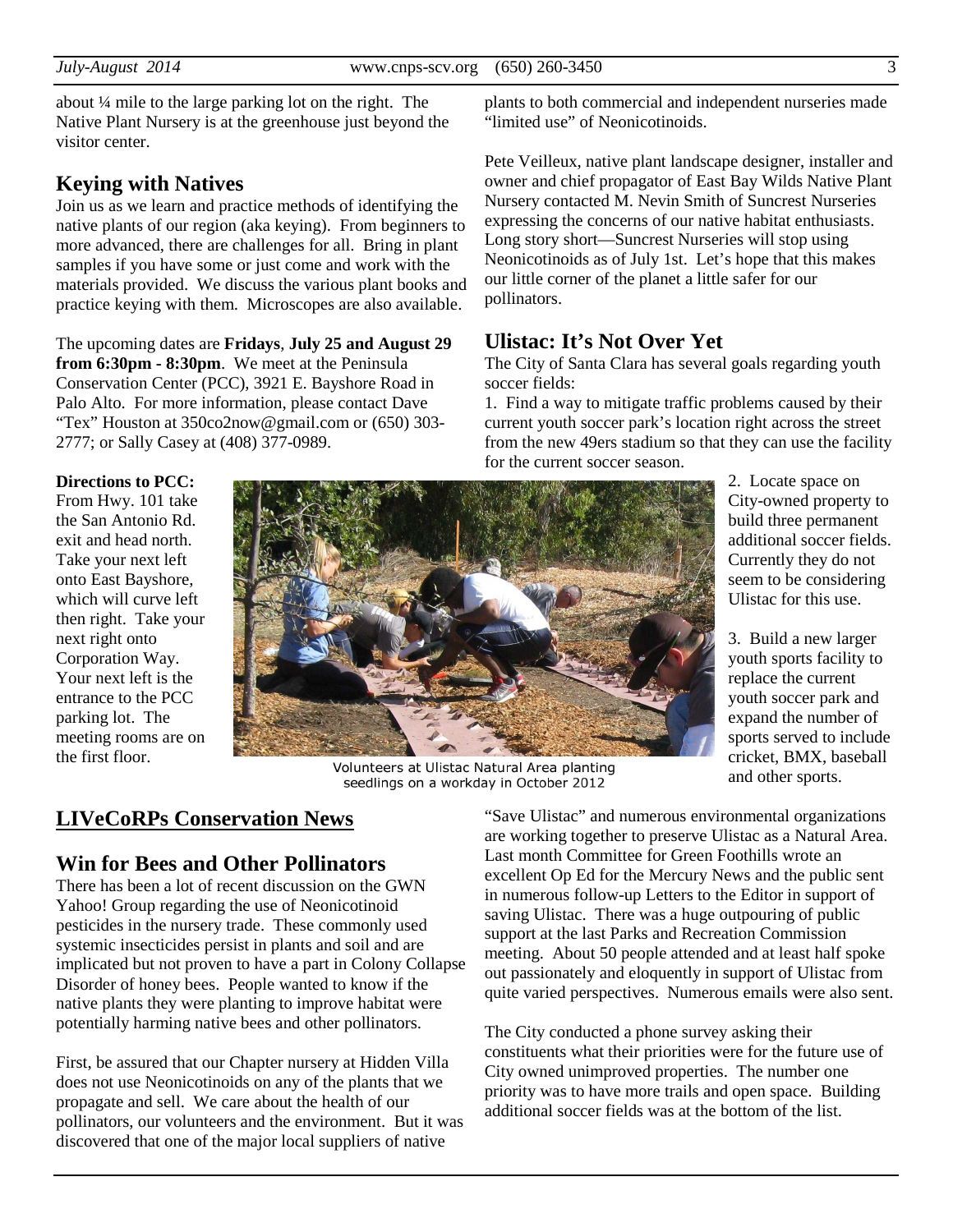about ¼ mile to the large parking lot on the right. The Native Plant Nursery is at the greenhouse just beyond the visitor center.

## Keying with Natives

Join us as we learn and practice methods of identifying the native plants of our region (aka keying). From beginners to more advanced, there are challenges for all. Bring in plant samples if you have some or just come and work with the materials provided. We discuss the various plant books and practice keying with them. Microscopes are also available.

The upcoming dates are **Fridays**, **July 25 and August 29 from 6:30pm - 8:30pm**. We meet at the Peninsula Conservation Center (PCC), 3921 E. Bayshore Road in Palo Alto. For more information, please contact Dave "Tex" Houston at 350co2now@gmail.com or (650) 303-2777; or Sally Casey at (408) 377-0989.

**Directions to PCC:** From Hwy. 101 take the San Antonio Rd. exit and head north. Take your next left onto East Bayshore, which will curve left then right. Take your next right onto Corporation Way. Your next left is the entrance to the PCC parking lot. The meeting rooms are on the first floor.

Volunteers at Ulistac Natural Area planting seedlings on a workday in October 2012

# LIVeCoRPs Conservation News

## Win for Bees and Other Pollinators

There has been a lot of recent discussion on the GWN Yahoo! Group regarding the use of Neonicotinoid pesticides in the nursery trade. These commonly used systemic insecticides persist in plants and soil and are implicated but not proven to have a part in Colony Collapse Disorder of honey bees. People wanted to know if the native plants they were planting to improve habitat were potentially harming native bees and other pollinators.

First, be assured that our Chapter nursery at Hidden Villa does not use Neonicotinoids on any of the plants that we propagate and sell. We care about the health of our pollinators, our volunteers and the environment. But it was discovered that one of the major local suppliers of native plants to both commercial and independent nurseries made "limited use" of Neonicotinoids.

Pete Veilleux, native plant landscape designer, installer and owner and chief propagator of East Bay Wilds Native Plant Nursery contacted M. Nevin Smith of Suncrest Nurseries expressing the concerns of our native habitat enthusiasts. Long story short—Suncrest Nurseries will stop using Neonicotinoids as of July 1st. Let's hope that this makes our little corner of the planet a little safer for our pollinators.

## Ulistac: It's Not Over Yet

The City of Santa Clara has several goals regarding youth soccer fields:

1. Find a way to mitigate traffic problems caused by their current youth soccer park's location right across the street from the new 49ers stadium so that they can use the facility for the current soccer season.

2. Locate space on City-owned property to build three permanent additional soccer fields. Currently they do not seem to be considering Ulistac for this use.

3. Build a new larger youth sports facility to replace the current youth soccer park and expand the number of sports served to include cricket, BMX, baseball and other sports.

"Save Ulistac" and numerous environmental organizations are working together to preserve Ulistac as a Natural Area. Last month Committee for Green Foothills wrote an excellent Op Ed for the Mercury News and the public sent in numerous follow-up Letters to the Editor in support of saving Ulistac. There was a huge outpouring of public support at the last Parks and Recreation Commission meeting. About 50 people attended and at least half spoke out passionately and eloquently in support of Ulistac from quite varied perspectives. Numerous emails were also sent.

The City conducted a phone survey asking their constituents what their priorities were for the future use of City owned unimproved properties. The number one priority was to have more trails and open space. Building additional soccer fields was at the bottom of the list.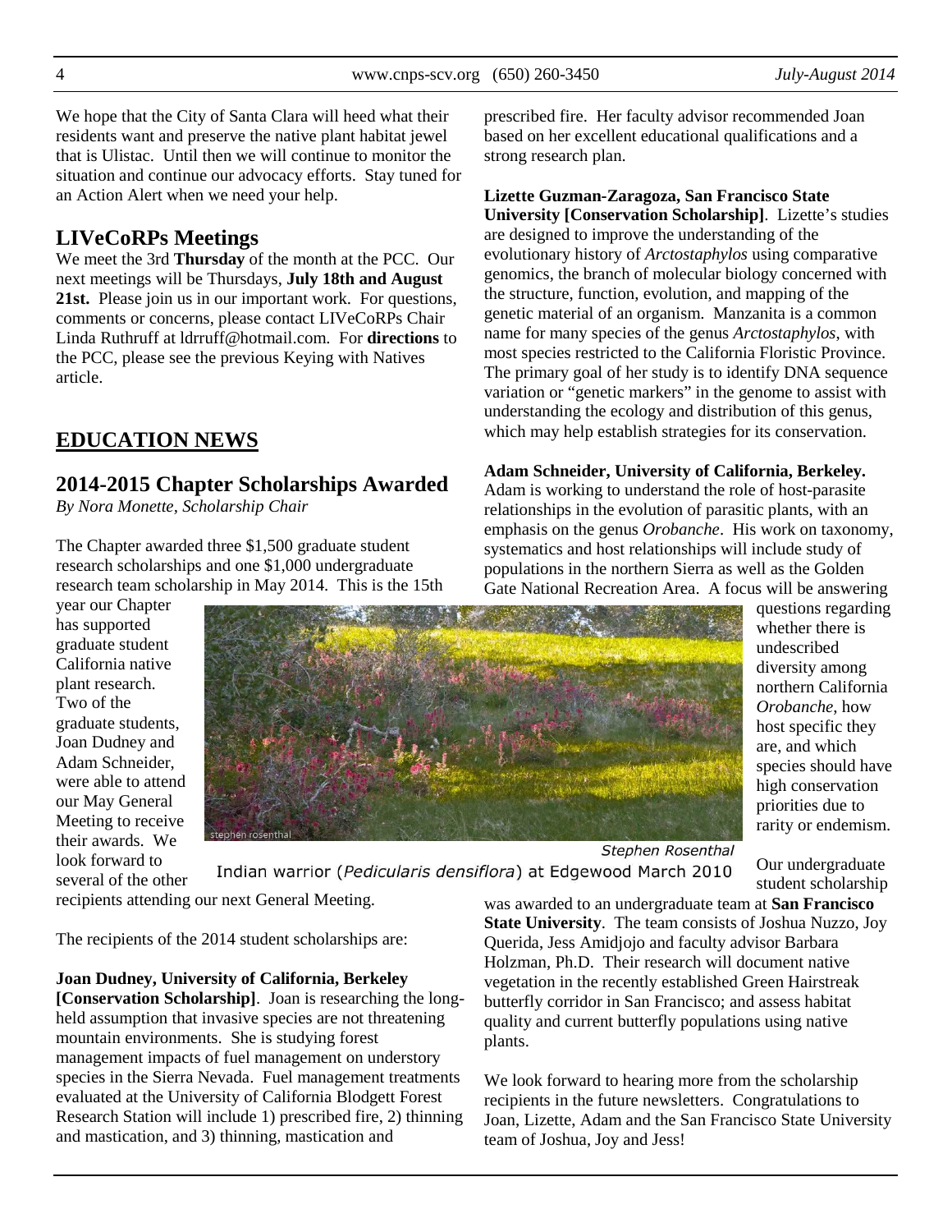We hope that the City of Santa Clara will heed what their residents want and preserve the native plant habitat jewel that is Ulistac. Until then we will continue to monitor the situation and continue our advocacy efforts. Stay tuned for an Action Alert when we need your help.

## LIVeCoRPs Meetings

We meet the 3rd **Thursday** of the month at the PCC. Our next meetings will be Thursdays, **July 18th and August 21st.** Please join us in our important work. For questions, comments or concerns, please contact LIVeCoRPs Chair Linda Ruthruff at ldrruff@hotmail.com. For **directions** to the PCC, please see the previous Keying with Natives article.

# EDUCATION NEWS

## 2014-2015 Chapter Scholarships Awarded

*By Nora Monette, Scholarship Chair*

The Chapter awarded three $1,500 graduate student research scholarships and one $1,000 undergraduate research team scholarship in May 2014. This is the 15th year our Chapter has supported graduate student California native plant research. Two of the graduate students, Joan Dudney and Adam Schneider, were able to attend our May General Meeting to receive their awards. We look forward to several of the other recipients attending our next General Meeting.

Stephen Rosenthal

Indian warrior (*Pedicularis densiflora*) at Edgewood March 2010

The recipients of the 2014 student scholarships are:

**Joan Dudney, University of California, Berkeley [Conservation Scholarship]**. Joan is researching the long-held assumption that invasive species are not threatening mountain environments. She is studying forest management impacts of fuel management on understory species in the Sierra Nevada. Fuel management treatments evaluated at the University of California Blodgett Forest Research Station will include 1) prescribed fire, 2) thinning and mastication, and 3) thinning, mastication and prescribed fire. Her faculty advisor recommended Joan based on her excellent educational qualifications and a strong research plan.

**Lizette Guzman-Zaragoza, San Francisco State University [Conservation Scholarship]**. Lizette's studies are designed to improve the understanding of the evolutionary history of *Arctostaphylos* using comparative genomics, the branch of molecular biology concerned with the structure, function, evolution, and mapping of the genetic material of an organism. Manzanita is a common name for many species of the genus *Arctostaphylos*, with most species restricted to the California Floristic Province. The primary goal of her study is to identify DNA sequence variation or "genetic markers" in the genome to assist with understanding the ecology and distribution of this genus, which may help establish strategies for its conservation.

**Adam Schneider, University of California, Berkeley.** Adam is working to understand the role of host-parasite relationships in the evolution of parasitic plants, with an emphasis on the genus *Orobanche*. His work on taxonomy, systematics and host relationships will include study of populations in the northern Sierra as well as the Golden Gate National Recreation Area. A focus will be answering questions regarding whether there is undescribed diversity among northern California *Orobanche*, how host specific they are, and which species should have high conservation priorities due to rarity or endemism.

Our undergraduate student scholarship was awarded to an undergraduate team at **San Francisco State University**. The team consists of Joshua Nuzzo, Joy Querida, Jess Amidjojo and faculty advisor Barbara Holzman, Ph.D. Their research will document native vegetation in the recently established Green Hairstreak butterfly corridor in San Francisco; and assess habitat quality and current butterfly populations using native plants.

We look forward to hearing more from the scholarship recipients in the future newsletters. Congratulations to Joan, Lizette, Adam and the San Francisco State University team of Joshua, Joy and Jess!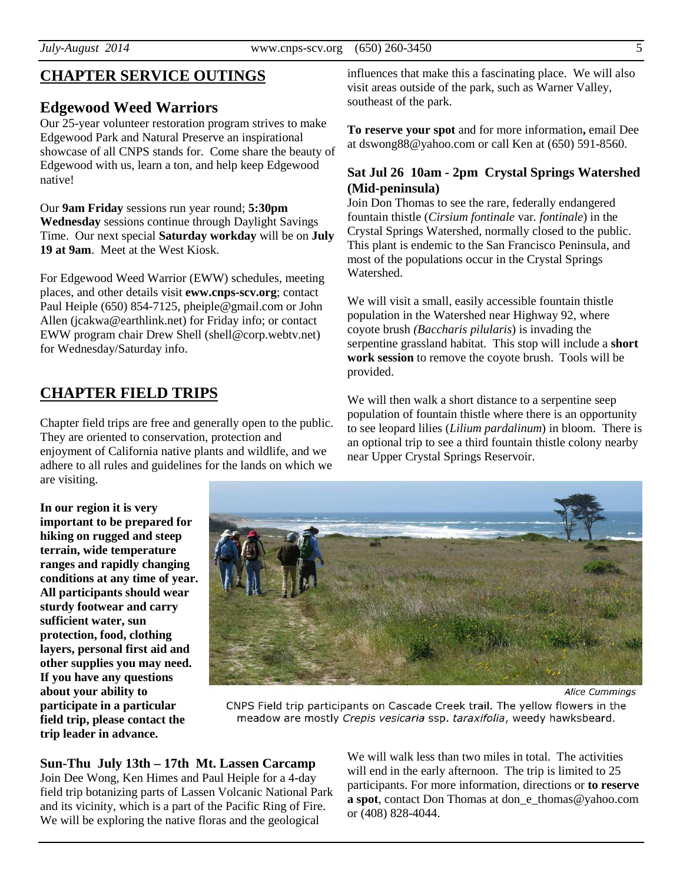## CHAPTER SERVICE OUTINGS

### Edgewood Weed Warriors

Our 25-year volunteer restoration program strives to make Edgewood Park and Natural Preserve an inspirational showcase of all CNPS stands for. Come share the beauty of Edgewood with us, learn a ton, and help keep Edgewood native!

Our **9am Friday** sessions run year round; **5:30pm Wednesday** sessions continue through Daylight Savings Time. Our next special **Saturday workday** will be on **July 19 at 9am**. Meet at the West Kiosk.

For Edgewood Weed Warrior (EWW) schedules, meeting places, and other details visit **eww.cnps-scv.org**; contact Paul Heiple (650) 854-7125, pheiple@gmail.com or John Allen (jcakwa@earthlink.net) for Friday info; or contact EWW program chair Drew Shell (shell@corp.webtv.net) for Wednesday/Saturday info.

## CHAPTER FIELD TRIPS

Chapter field trips are free and generally open to the public. They are oriented to conservation, protection and enjoyment of California native plants and wildlife, and we adhere to all rules and guidelines for the lands on which we are visiting.

**In our region it is very important to be prepared for hiking on rugged and steep terrain, wide temperature ranges and rapidly changing conditions at any time of year. All participants should wear sturdy footwear and carry sufficient water, sun protection, food, clothing layers, personal first aid and other supplies you may need. If you have any questions about your ability to participate in a particular field trip, please contact the trip leader in advance.**

Alice Cummings

CNPS Field trip participants on Cascade Creek trail. The yellow flowers in the meadow are mostly *Crepis vesicaria* ssp. *taraxifolia*, weedy hawksbeard.

### Sun-Thu July 13th – 17th Mt. Lassen Carcamp

Join Dee Wong, Ken Himes and Paul Heiple for a 4-day field trip botanizing parts of Lassen Volcanic National Park and its vicinity, which is a part of the Pacific Ring of Fire. We will be exploring the native floras and the geological influences that make this a fascinating place. We will also visit areas outside of the park, such as Warner Valley, southeast of the park.

**To reserve your spot** and for more information**,** email Dee at dswong88@yahoo.com or call Ken at (650) 591-8560.

### Sat Jul 26 10am - 2pm Crystal Springs Watershed (Mid-peninsula)

Join Don Thomas to see the rare, federally endangered fountain thistle (*Cirsium fontinale* var. *fontinale*) in the Crystal Springs Watershed, normally closed to the public. This plant is endemic to the San Francisco Peninsula, and most of the populations occur in the Crystal Springs Watershed.

We will visit a small, easily accessible fountain thistle population in the Watershed near Highway 92, where coyote brush *(Baccharis pilularis*) is invading the serpentine grassland habitat. This stop will include a **short work session** to remove the coyote brush. Tools will be provided.

We will then walk a short distance to a serpentine seep population of fountain thistle where there is an opportunity to see leopard lilies (*Lilium pardalinum*) in bloom. There is an optional trip to see a third fountain thistle colony nearby near Upper Crystal Springs Reservoir.

We will walk less than two miles in total. The activities will end in the early afternoon. The trip is limited to 25 participants. For more information, directions or **to reserve a spot**, contact Don Thomas at don_e_thomas@yahoo.com or (408) 828-4044.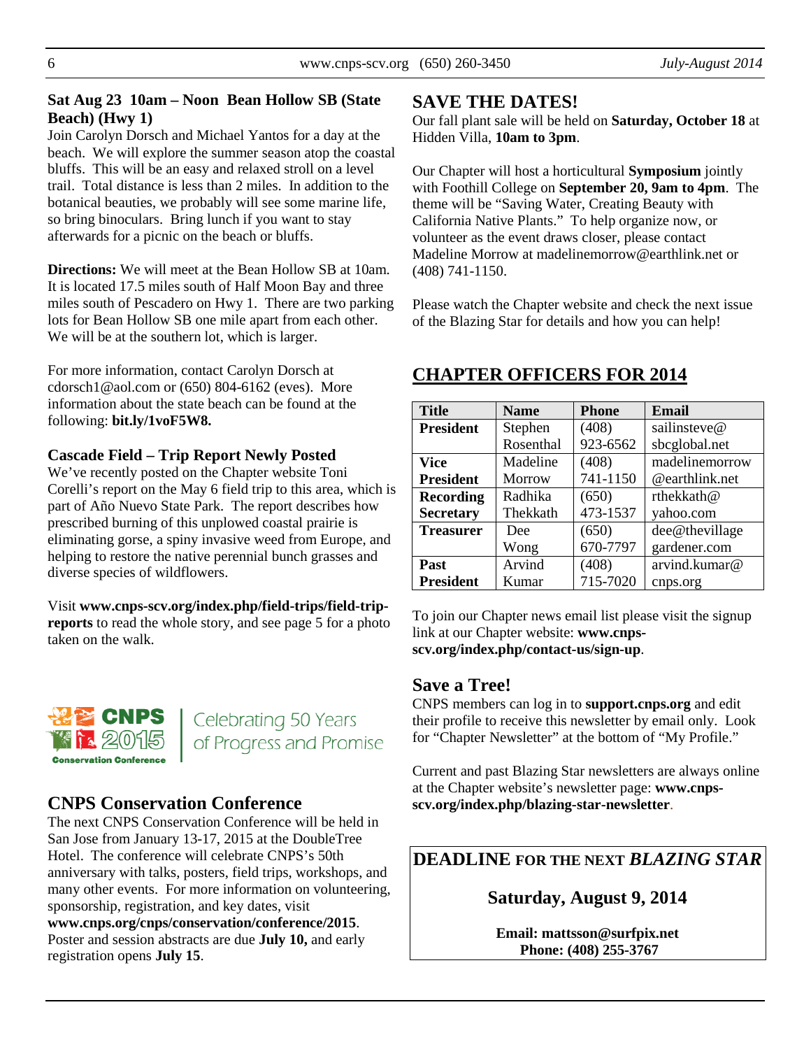### Sat Aug 23 10am – Noon Bean Hollow SB (State Beach) (Hwy 1)

Join Carolyn Dorsch and Michael Yantos for a day at the beach. We will explore the summer season atop the coastal bluffs. This will be an easy and relaxed stroll on a level trail. Total distance is less than 2 miles. In addition to the botanical beauties, we probably will see some marine life, so bring binoculars. Bring lunch if you want to stay afterwards for a picnic on the beach or bluffs.

**Directions:** We will meet at the Bean Hollow SB at 10am. It is located 17.5 miles south of Half Moon Bay and three miles south of Pescadero on Hwy 1. There are two parking lots for Bean Hollow SB one mile apart from each other. We will be at the southern lot, which is larger.

For more information, contact Carolyn Dorsch at cdorsch1@aol.com or (650) 804-6162 (eves). More information about the state beach can be found at the following: **bit.ly/1voF5W8.**

### Cascade Field – Trip Report Newly Posted

We've recently posted on the Chapter website Toni Corelli's report on the May 6 field trip to this area, which is part of Año Nuevo State Park. The report describes how prescribed burning of this unplowed coastal prairie is eliminating gorse, a spiny invasive weed from Europe, and helping to restore the native perennial bunch grasses and diverse species of wildflowers.

Visit **www.cnps-scv.org/index.php/field-trips/field-trip-reports** to read the whole story, and see page 5 for a photo taken on the walk.

CNPS 2015 Conservation Conference | Celebrating 50 Years of Progress and Promise

## CNPS Conservation Conference

The next CNPS Conservation Conference will be held in San Jose from January 13-17, 2015 at the DoubleTree Hotel. The conference will celebrate CNPS's 50th anniversary with talks, posters, field trips, workshops, and many other events. For more information on volunteering, sponsorship, registration, and key dates, visit **www.cnps.org/cnps/conservation/conference/2015**. Poster and session abstracts are due **July 10,** and early registration opens **July 15**.

## SAVE THE DATES!

Our fall plant sale will be held on **Saturday, October 18** at Hidden Villa, **10am to 3pm**.

Our Chapter will host a horticultural **Symposium** jointly with Foothill College on **September 20, 9am to 4pm**. The theme will be "Saving Water, Creating Beauty with California Native Plants." To help organize now, or volunteer as the event draws closer, please contact Madeline Morrow at madelinemorrow@earthlink.net or (408) 741-1150.

Please watch the Chapter website and check the next issue of the Blazing Star for details and how you can help!

## CHAPTER OFFICERS FOR 2014

| Title | Name | Phone | Email |
|---|---|---|---|
| **President** | Stephen Rosenthal | (408) 923-6562 | sailinsteve@sbcglobal.net |
| **Vice President** | Madeline Morrow | (408) 741-1150 | madelinemorrow@earthlink.net |
| **Recording Secretary** | Radhika Thekkath | (650) 473-1537 | rthekkath@yahoo.com |
| **Treasurer** | Dee Wong | (650) 670-7797 | dee@thevillagegardener.com |
| **Past President** | Arvind Kumar | (408) 715-7020 | arvind.kumar@cnps.org |

To join our Chapter news email list please visit the signup link at our Chapter website: **www.cnps-scv.org/index.php/contact-us/sign-up**.

## Save a Tree!

CNPS members can log in to **support.cnps.org** and edit their profile to receive this newsletter by email only. Look for "Chapter Newsletter" at the bottom of "My Profile."

Current and past Blazing Star newsletters are always online at the Chapter website's newsletter page: **www.cnps-scv.org/index.php/blazing-star-newsletter**.

**DEADLINE FOR THE NEXT *BLAZING STAR***

**Saturday, August 9, 2014**

**Email: mattsson@surfpix.net**
**Phone: (408) 255-3767**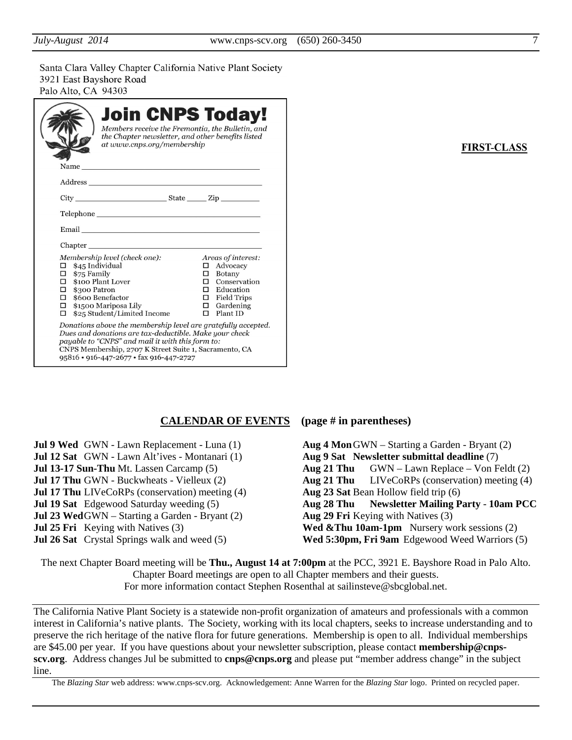Santa Clara Valley Chapter California Native Plant Society
3921 East Bayshore Road
Palo Alto, CA 94303

**FIRST-CLASS**

## Join CNPS Today!

*Members receive the Fremontia, the Bulletin, and the Chapter newsletter, and other benefits listed at www.cnps.org/membership*

Name \_\_\_\_\_\_\_\_\_\_\_\_\_\_\_\_\_\_\_\_\_\_\_\_\_\_\_\_\_\_\_\_\_\_\_\_\_\_\_\_

Address \_\_\_\_\_\_\_\_\_\_\_\_\_\_\_\_\_\_\_\_\_\_\_\_\_\_\_\_\_\_\_\_\_\_\_\_\_\_

City \_\_\_\_\_\_\_\_\_\_\_\_\_\_\_\_\_\_\_\_ State \_\_\_\_\_ Zip \_\_\_\_\_\_\_\_\_

Telephone \_\_\_\_\_\_\_\_\_\_\_\_\_\_\_\_\_\_\_\_\_\_\_\_\_\_\_\_\_\_\_\_\_\_\_\_

Email \_\_\_\_\_\_\_\_\_\_\_\_\_\_\_\_\_\_\_\_\_\_\_\_\_\_\_\_\_\_\_\_\_\_\_\_\_\_\_

Chapter \_\_\_\_\_\_\_\_\_\_\_\_\_\_\_\_\_\_\_\_\_\_\_\_\_\_\_\_\_\_\_\_\_\_\_\_\_\_

| *Membership level (check one):* | *Areas of interest:* |
|---|---|
| ☐ $45 Individual | ☐ Advocacy |
| ☐ $75 Family | ☐ Botany |
| ☐ $100 Plant Lover | ☐ Conservation |
| ☐ $300 Patron | ☐ Education |
| ☐ $600 Benefactor | ☐ Field Trips |
| ☐ $1500 Mariposa Lily | ☐ Gardening |
| ☐ $25 Student/Limited Income | ☐ Plant ID |

*Donations above the membership level are gratefully accepted. Dues and donations are tax-deductible. Make your check payable to "CNPS" and mail it with this form to:*
CNPS Membership, 2707 K Street Suite 1, Sacramento, CA 95816 • 916-447-2677 • fax 916-447-2727

## CALENDAR OF EVENTS **(page # in parentheses)**

**Jul 9 Wed** GWN - Lawn Replacement - Luna (1)
**Jul 12 Sat** GWN - Lawn Alt'ives - Montanari (1)
**Jul 13-17 Sun-Thu** Mt. Lassen Carcamp (5)
**Jul 17 Thu** GWN - Buckwheats - Vielleux (2)
**Jul 17 Thu** LIVeCoRPs (conservation) meeting (4)
**Jul 19 Sat** Edgewood Saturday weeding (5)
**Jul 23 Wed** GWN – Starting a Garden - Bryant (2)
**Jul 25 Fri** Keying with Natives (3)
**Jul 26 Sat** Crystal Springs walk and weed (5)
**Aug 4 Mon** GWN – Starting a Garden - Bryant (2)
**Aug 9 Sat** **Newsletter submittal deadline** (7)
**Aug 21 Thu** GWN – Lawn Replace – Von Feldt (2)
**Aug 21 Thu** LIVeCoRPs (conservation) meeting (4)
**Aug 23 Sat** Bean Hollow field trip (6)
**Aug 28 Thu** **Newsletter Mailing Party - 10am PCC**
**Aug 29 Fri** Keying with Natives (3)
**Wed &Thu 10am-1pm** Nursery work sessions (2)
**Wed 5:30pm, Fri 9am** Edgewood Weed Warriors (5)

The next Chapter Board meeting will be **Thu., August 14 at 7:00pm** at the PCC, 3921 E. Bayshore Road in Palo Alto. Chapter Board meetings are open to all Chapter members and their guests. For more information contact Stephen Rosenthal at sailinsteve@sbcglobal.net.

The California Native Plant Society is a statewide non-profit organization of amateurs and professionals with a common interest in California's native plants. The Society, working with its local chapters, seeks to increase understanding and to preserve the rich heritage of the native flora for future generations. Membership is open to all. Individual memberships are $45.00 per year. If you have questions about your newsletter subscription, please contact **membership@cnps-scv.org**. Address changes Jul be submitted to **cnps@cnps.org** and please put "member address change" in the subject line.

The *Blazing Star* web address: www.cnps-scv.org. Acknowledgement: Anne Warren for the *Blazing Star* logo. Printed on recycled paper.